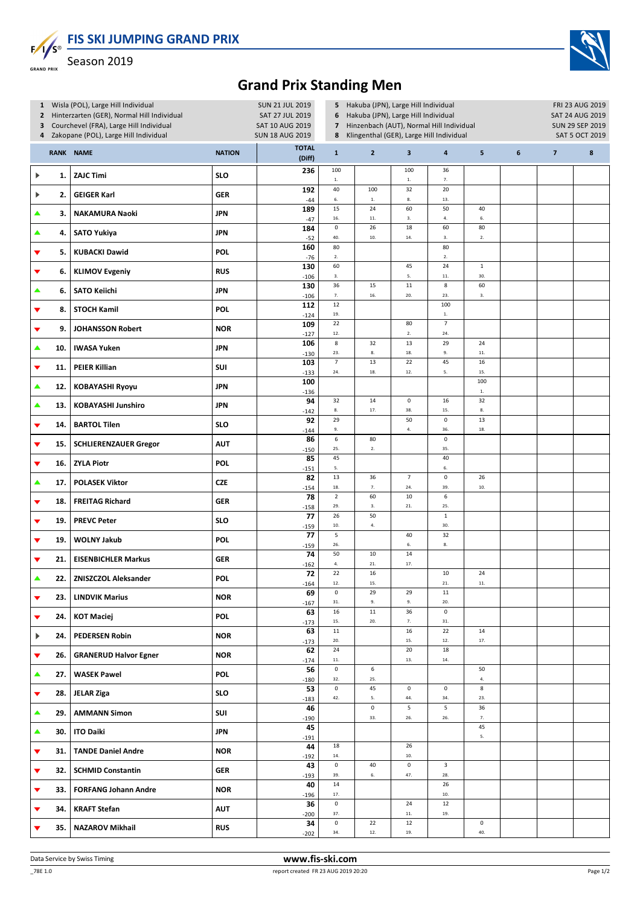# FIS SKI JUMPING GRAND PRIX

Season 2019

## Grand Prix Standing Men

| | | | |
|---|---|---|---|
| 1 | Wisla (POL), Large Hill Individual | SUN 21 JUL 2019 | |
| 2 | Hinterzarten (GER), Normal Hill Individual | SAT 27 JUL 2019 | |
| 3 | Courchevel (FRA), Large Hill Individual | SAT 10 AUG 2019 | |
| 4 | Zakopane (POL), Large Hill Individual | SUN 18 AUG 2019 | |
| 5 | Hakuba (JPN), Large Hill Individual | FRI 23 AUG 2019 | |
| 6 | Hakuba (JPN), Large Hill Individual | SAT 24 AUG 2019 | |
| 7 | Hinzenbach (AUT), Normal Hill Individual | SUN 29 SEP 2019 | |
| 8 | Klingenthal (GER), Large Hill Individual | SAT 5 OCT 2019 | |

| RANK | NAME | NATION | TOTAL (Diff) | 1 | 2 | 3 | 4 | 5 | 6 | 7 | 8 |
|---|---|---|---|---|---|---|---|---|---|---|---|
| 1. | ZAJC Timi | SLO | 236 | 100 (1.) | | 100 (1.) | 36 (7.) | | | | |
| 2. | GEIGER Karl | GER | 192 (-44) | 40 (6.) | 100 (1.) | 32 (8.) | 20 (13.) | | | | |
| 3. | NAKAMURA Naoki | JPN | 189 (-47) | 15 (16.) | 24 (11.) | 60 (3.) | 50 (4.) | 40 (6.) | | | |
| 4. | SATO Yukiya | JPN | 184 (-52) | 0 (40.) | 26 (10.) | 18 (14.) | 60 (3.) | 80 (2.) | | | |
| 5. | KUBACKI Dawid | POL | 160 (-76) | 80 (2.) | | | 80 (2.) | | | | |
| 6. | KLIMOV Evgeniy | RUS | 130 (-106) | 60 (3.) | | 45 (5.) | 24 (11.) | 1 (30.) | | | |
| 6. | SATO Keiichi | JPN | 130 (-106) | 36 (7.) | 15 (16.) | 11 (20.) | 8 (23.) | 60 (3.) | | | |
| 8. | STOCH Kamil | POL | 112 (-124) | 12 (19.) | | | 100 (1.) | | | | |
| 9. | JOHANSSON Robert | NOR | 109 (-127) | 22 (12.) | | 80 (2.) | 7 (24.) | | | | |
| 10. | IWASA Yuken | JPN | 106 (-130) | 8 (23.) | 32 (8.) | 13 (18.) | 29 (9.) | 24 (11.) | | | |
| 11. | PEIER Killian | SUI | 103 (-133) | 7 (24.) | 13 (18.) | 22 (12.) | 45 (5.) | 16 (15.) | | | |
| 12. | KOBAYASHI Ryoyu | JPN | 100 (-136) | | | | | 100 (1.) | | | |
| 13. | KOBAYASHI Junshiro | JPN | 94 (-142) | 32 (8.) | 14 (17.) | 0 (38.) | 16 (15.) | 32 (8.) | | | |
| 14. | BARTOL Tilen | SLO | 92 (-144) | 29 (9.) | | 50 (4.) | 0 (36.) | 13 (18.) | | | |
| 15. | SCHLIERENZAUER Gregor | AUT | 86 (-150) | 6 (25.) | 80 (2.) | | 0 (35.) | | | | |
| 16. | ZYLA Piotr | POL | 85 (-151) | 45 (5.) | | | 40 (6.) | | | | |
| 17. | POLASEK Viktor | CZE | 82 (-154) | 13 (18.) | 36 (7.) | 7 (24.) | 0 (39.) | 26 (10.) | | | |
| 18. | FREITAG Richard | GER | 78 (-158) | 2 (29.) | 60 (3.) | 10 (21.) | 6 (25.) | | | | |
| 19. | PREVC Peter | SLO | 77 (-159) | 26 (10.) | 50 (4.) | | 1 (30.) | | | | |
| 19. | WOLNY Jakub | POL | 77 (-159) | 5 (26.) | | 40 (6.) | 32 (8.) | | | | |
| 21. | EISENBICHLER Markus | GER | 74 (-162) | 50 (4.) | 10 (21.) | 14 (17.) | | | | | |
| 22. | ZNISZCZOL Aleksander | POL | 72 (-164) | 22 (12.) | 16 (15.) | | 10 (21.) | 24 (11.) | | | |
| 23. | LINDVIK Marius | NOR | 69 (-167) | 0 (31.) | 29 (9.) | 29 (9.) | 11 (20.) | | | | |
| 24. | KOT Maciej | POL | 63 (-173) | 16 (15.) | 11 (20.) | 36 (7.) | 0 (31.) | | | | |
| 24. | PEDERSEN Robin | NOR | 63 (-173) | 11 (20.) | | 16 (15.) | 22 (12.) | 14 (17.) | | | |
| 26. | GRANERUD Halvor Egner | NOR | 62 (-174) | 24 (11.) | | 20 (13.) | 18 (14.) | | | | |
| 27. | WASEK Pawel | POL | 56 (-180) | 0 (32.) | 6 (25.) | | | 50 (4.) | | | |
| 28. | JELAR Ziga | SLO | 53 (-183) | 0 (42.) | 45 (5.) | 0 (44.) | 0 (34.) | 8 (23.) | | | |
| 29. | AMMANN Simon | SUI | 46 (-190) | | 0 (33.) | 5 (26.) | 5 (26.) | 36 (7.) | | | |
| 30. | ITO Daiki | JPN | 45 (-191) | | | | | 45 (5.) | | | |
| 31. | TANDE Daniel Andre | NOR | 44 (-192) | 18 (14.) | | 26 (10.) | | | | | |
| 32. | SCHMID Constantin | GER | 43 (-193) | 0 (39.) | 40 (6.) | 0 (47.) | 3 (28.) | | | | |
| 33. | FORFANG Johann Andre | NOR | 40 (-196) | 14 (17.) | | | 26 (10.) | | | | |
| 34. | KRAFT Stefan | AUT | 36 (-200) | 0 (37.) | | 24 (11.) | 12 (19.) | | | | |
| 35. | NAZAROV Mikhail | RUS | 34 (-202) | 0 (34.) | 22 (12.) | 12 (19.) | | 0 (40.) | | | |

Data Service by Swiss Timing

www.fis-ski.com

_78E 1.0 report created FR 23 AUG 2019 20:20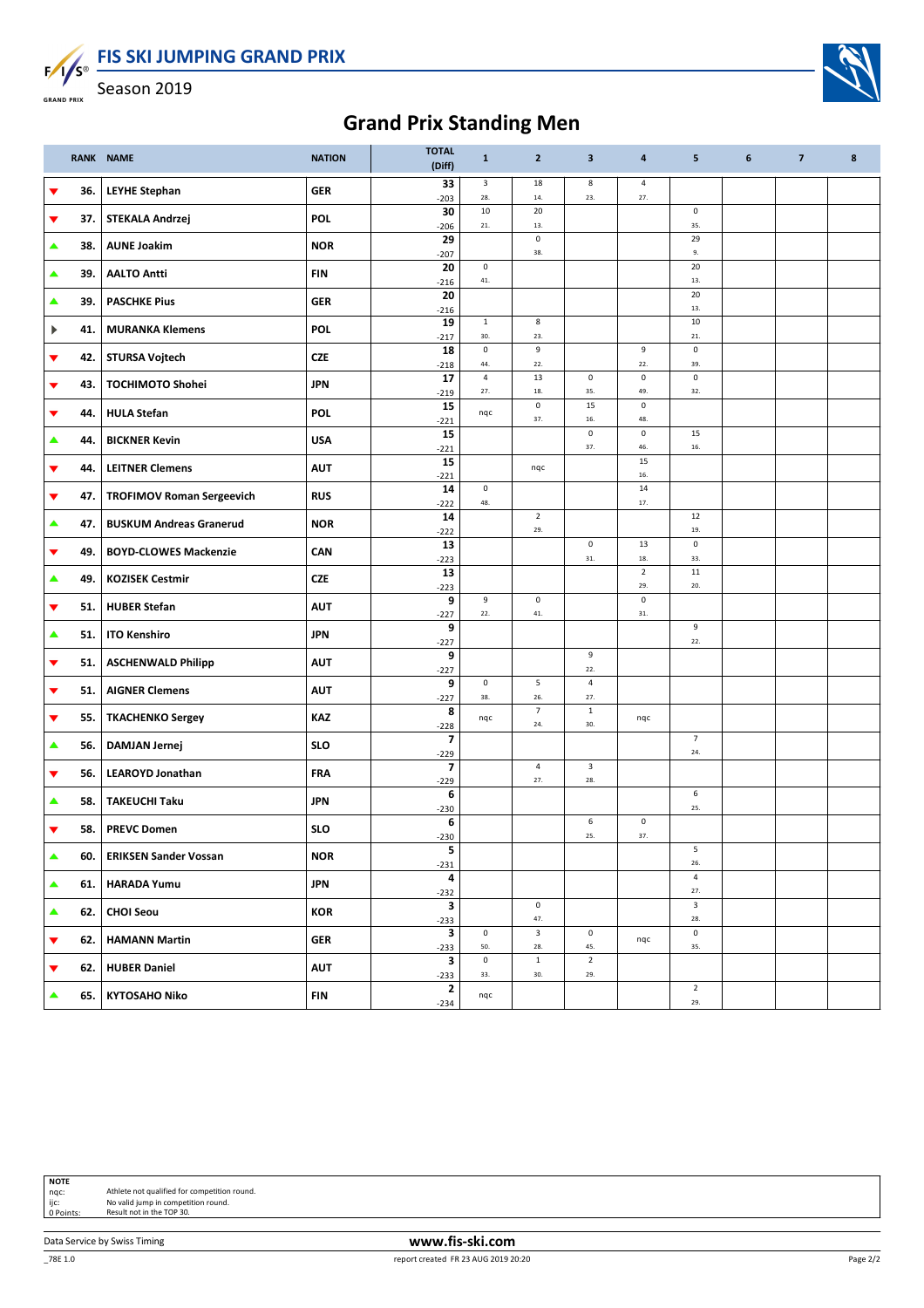# FIS SKI JUMPING GRAND PRIX

Season 2019

## Grand Prix Standing Men

| | RANK | NAME | NATION | TOTAL (Diff) | 1 | 2 | 3 | 4 | 5 | 6 | 7 | 8 |
|---|---|---|---|---|---|---|---|---|---|---|---|---|
| ▼ | 36. | LEYHE Stephan | GER | 33 -203 | 3 28. | 18 14. | 8 23. | 4 27. | | | | |
| ▼ | 37. | STEKALA Andrzej | POL | 30 -206 | 10 21. | 20 13. | | | 0 35. | | | |
| ▲ | 38. | AUNE Joakim | NOR | 29 -207 | | 0 38. | | | 29 9. | | | |
| ▲ | 39. | AALTO Antti | FIN | 20 -216 | 0 41. | | | | 20 13. | | | |
| ▲ | 39. | PASCHKE Pius | GER | 20 -216 | | | | | 20 13. | | | |
| ▶ | 41. | MURANKA Klemens | POL | 19 -217 | 1 30. | 8 23. | | | 10 21. | | | |
| ▼ | 42. | STURSA Vojtech | CZE | 18 -218 | 0 44. | 9 22. | | 9 22. | 0 39. | | | |
| ▼ | 43. | TOCHIMOTO Shohei | JPN | 17 -219 | 4 27. | 13 18. | 0 35. | 0 49. | 0 32. | | | |
| ▼ | 44. | HULA Stefan | POL | 15 -221 | nqc | 0 37. | 15 16. | 0 48. | | | | |
| ▲ | 44. | BICKNER Kevin | USA | 15 -221 | | | 0 37. | 0 46. | 15 16. | | | |
| ▼ | 44. | LEITNER Clemens | AUT | 15 -221 | | nqc | | 15 16. | | | | |
| ▼ | 47. | TROFIMOV Roman Sergeevich | RUS | 14 -222 | 0 48. | | | 14 17. | | | | |
| ▲ | 47. | BUSKUM Andreas Granerud | NOR | 14 -222 | | 2 29. | | | 12 19. | | | |
| ▼ | 49. | BOYD-CLOWES Mackenzie | CAN | 13 -223 | | | 0 31. | 13 18. | 0 33. | | | |
| ▲ | 49. | KOZISEK Cestmir | CZE | 13 -223 | | | | 2 29. | 11 20. | | | |
| ▼ | 51. | HUBER Stefan | AUT | 9 -227 | 9 22. | 0 41. | | 0 31. | | | | |
| ▲ | 51. | ITO Kenshiro | JPN | 9 -227 | | | | | 9 22. | | | |
| ▼ | 51. | ASCHENWALD Philipp | AUT | 9 -227 | | | 9 22. | | | | | |
| ▼ | 51. | AIGNER Clemens | AUT | 9 -227 | 0 38. | 5 26. | 4 27. | | | | | |
| ▼ | 55. | TKACHENKO Sergey | KAZ | 8 -228 | nqc | 7 24. | 1 30. | nqc | | | | |
| ▲ | 56. | DAMJAN Jernej | SLO | 7 -229 | | | | | 7 24. | | | |
| ▼ | 56. | LEAROYD Jonathan | FRA | 7 -229 | | 4 27. | 3 28. | | | | | |
| ▲ | 58. | TAKEUCHI Taku | JPN | 6 -230 | | | | | 6 25. | | | |
| ▼ | 58. | PREVC Domen | SLO | 6 -230 | | | 6 25. | 0 37. | | | | |
| ▲ | 60. | ERIKSEN Sander Vossan | NOR | 5 -231 | | | | | 5 26. | | | |
| ▲ | 61. | HARADA Yumu | JPN | 4 -232 | | | | | 4 27. | | | |
| ▲ | 62. | CHOI Seou | KOR | 3 -233 | | 0 47. | | | 3 28. | | | |
| ▼ | 62. | HAMANN Martin | GER | 3 -233 | 0 50. | 3 28. | 0 45. | nqc | 0 35. | | | |
| ▼ | 62. | HUBER Daniel | AUT | 3 -233 | 0 33. | 1 30. | 2 29. | | | | | |
| ▲ | 65. | KYTOSAHO Niko | FIN | 2 -234 | nqc | | | | 2 29. | | | |

**NOTE**

nqc: Athlete not qualified for competition round.
ijc: No valid jump in competition round.
0 Points: Result not in the TOP 30.

Data Service by Swiss Timing — www.fis-ski.com

_78E 1.0 — report created FR 23 AUG 2019 20:20